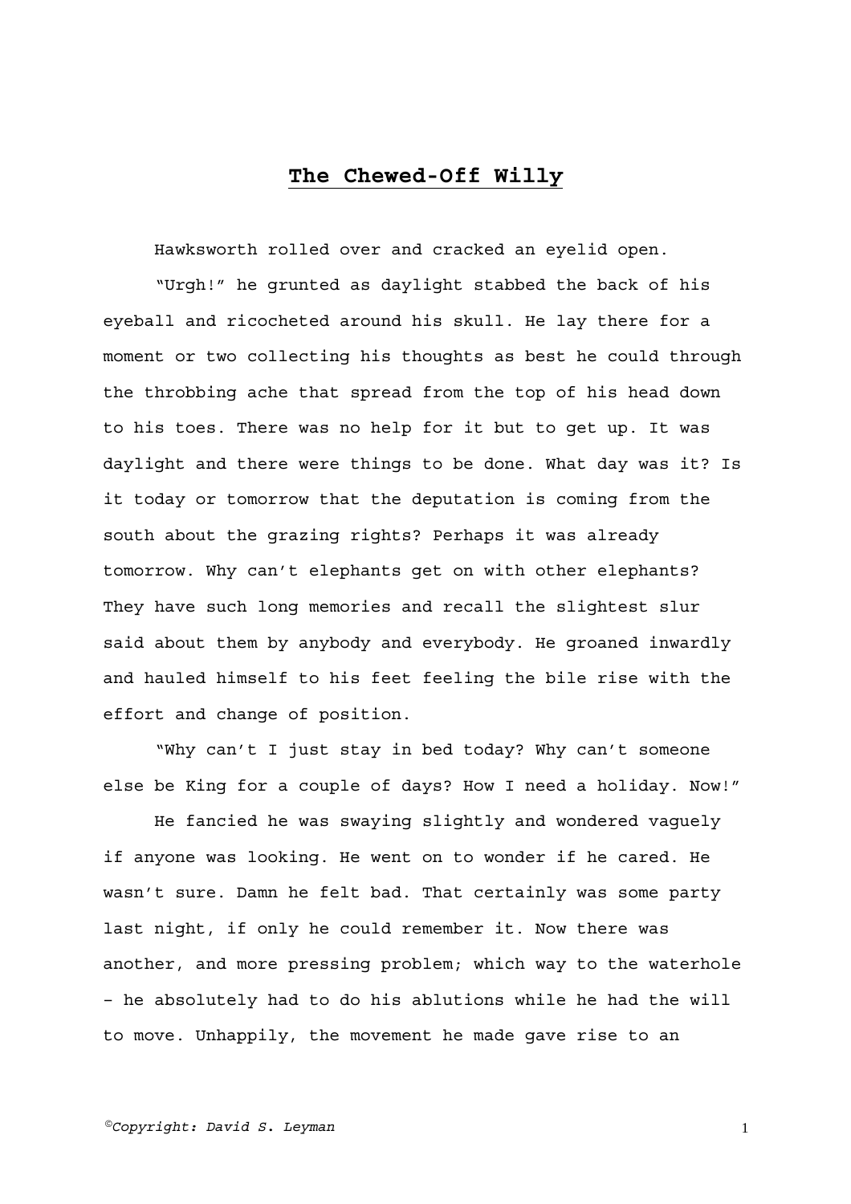# The Chewed-Off Willy

Hawksworth rolled over and cracked an eyelid open.

"Urgh!" he grunted as daylight stabbed the back of his eyeball and ricocheted around his skull. He lay there for a moment or two collecting his thoughts as best he could through the throbbing ache that spread from the top of his head down to his toes. There was no help for it but to get up. It was daylight and there were things to be done. What day was it? Is it today or tomorrow that the deputation is coming from the south about the grazing rights? Perhaps it was already tomorrow. Why can't elephants get on with other elephants? They have such long memories and recall the slightest slur said about them by anybody and everybody. He groaned inwardly and hauled himself to his feet feeling the bile rise with the effort and change of position.

"Why can't I just stay in bed today? Why can't someone else be King for a couple of days? How I need a holiday. Now!"

He fancied he was swaying slightly and wondered vaguely if anyone was looking. He went on to wonder if he cared. He wasn't sure. Damn he felt bad. That certainly was some party last night, if only he could remember it. Now there was another, and more pressing problem; which way to the waterhole – he absolutely had to do his ablutions while he had the will to move. Unhappily, the movement he made gave rise to an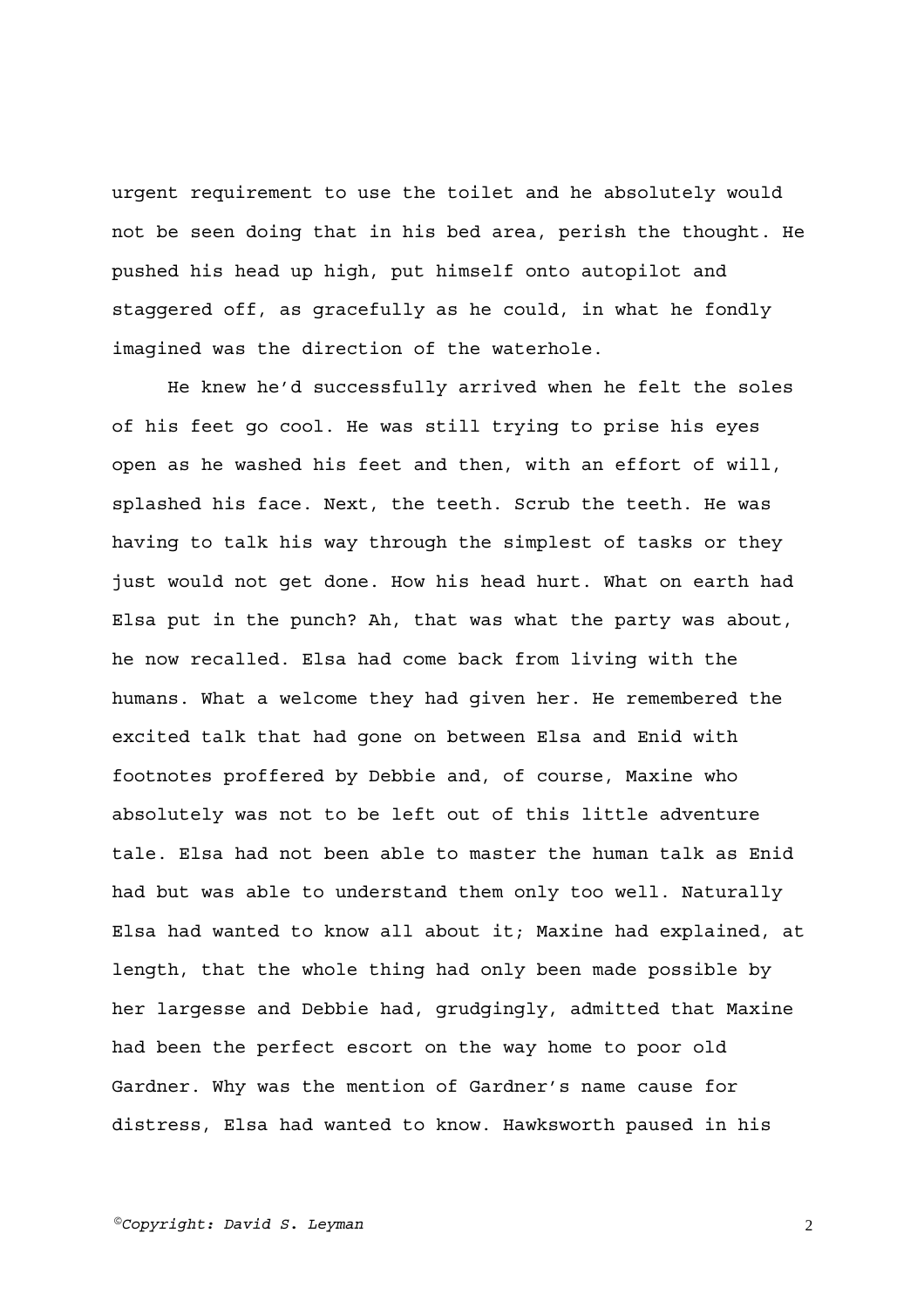urgent requirement to use the toilet and he absolutely would not be seen doing that in his bed area, perish the thought. He pushed his head up high, put himself onto autopilot and staggered off, as gracefully as he could, in what he fondly imagined was the direction of the waterhole.

He knew he'd successfully arrived when he felt the soles of his feet go cool. He was still trying to prise his eyes open as he washed his feet and then, with an effort of will, splashed his face. Next, the teeth. Scrub the teeth. He was having to talk his way through the simplest of tasks or they just would not get done. How his head hurt. What on earth had Elsa put in the punch? Ah, that was what the party was about, he now recalled. Elsa had come back from living with the humans. What a welcome they had given her. He remembered the excited talk that had gone on between Elsa and Enid with footnotes proffered by Debbie and, of course, Maxine who absolutely was not to be left out of this little adventure tale. Elsa had not been able to master the human talk as Enid had but was able to understand them only too well. Naturally Elsa had wanted to know all about it; Maxine had explained, at length, that the whole thing had only been made possible by her largesse and Debbie had, grudgingly, admitted that Maxine had been the perfect escort on the way home to poor old Gardner. Why was the mention of Gardner's name cause for distress, Elsa had wanted to know. Hawksworth paused in his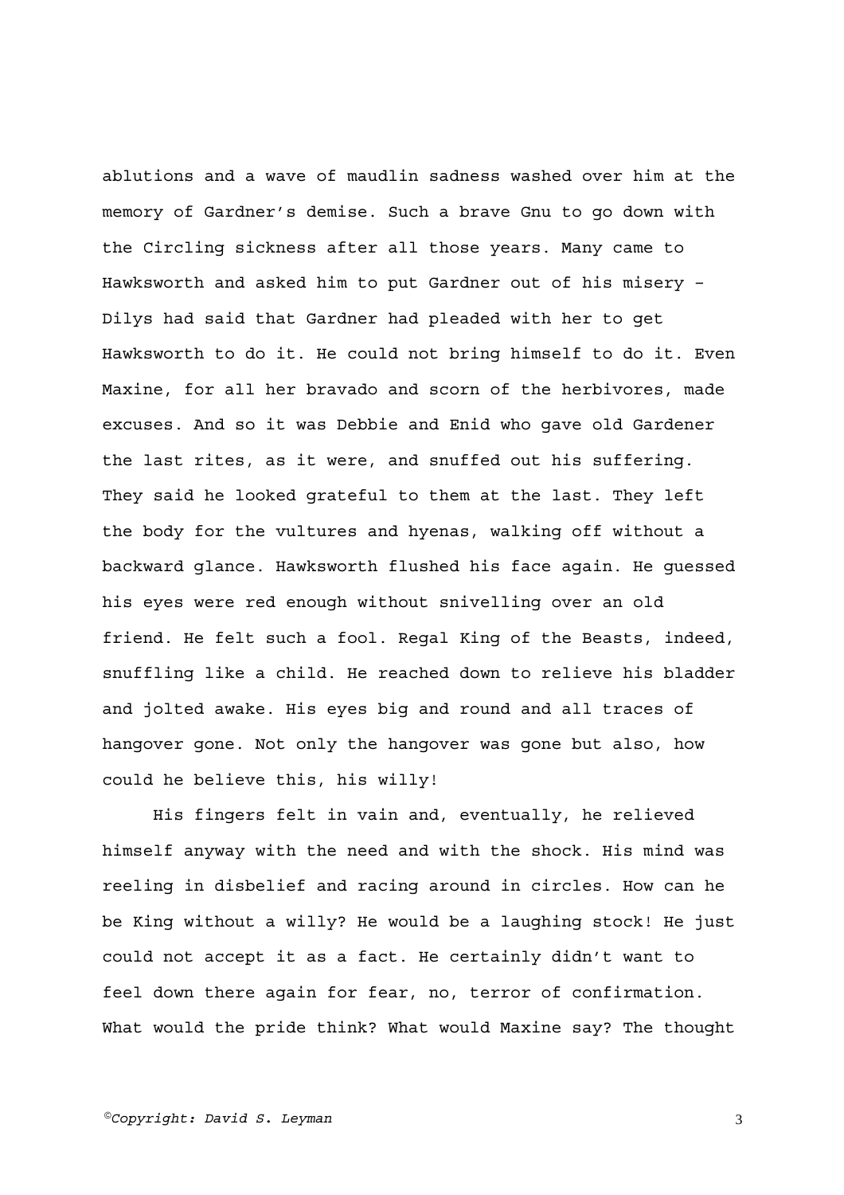ablutions and a wave of maudlin sadness washed over him at the memory of Gardner's demise. Such a brave Gnu to go down with the Circling sickness after all those years. Many came to Hawksworth and asked him to put Gardner out of his misery – Dilys had said that Gardner had pleaded with her to get Hawksworth to do it. He could not bring himself to do it. Even Maxine, for all her bravado and scorn of the herbivores, made excuses. And so it was Debbie and Enid who gave old Gardener the last rites, as it were, and snuffed out his suffering. They said he looked grateful to them at the last. They left the body for the vultures and hyenas, walking off without a backward glance. Hawksworth flushed his face again. He guessed his eyes were red enough without snivelling over an old friend. He felt such a fool. Regal King of the Beasts, indeed, snuffling like a child. He reached down to relieve his bladder and jolted awake. His eyes big and round and all traces of hangover gone. Not only the hangover was gone but also, how could he believe this, his willy!

His fingers felt in vain and, eventually, he relieved himself anyway with the need and with the shock. His mind was reeling in disbelief and racing around in circles. How can he be King without a willy? He would be a laughing stock! He just could not accept it as a fact. He certainly didn't want to feel down there again for fear, no, terror of confirmation. What would the pride think? What would Maxine say? The thought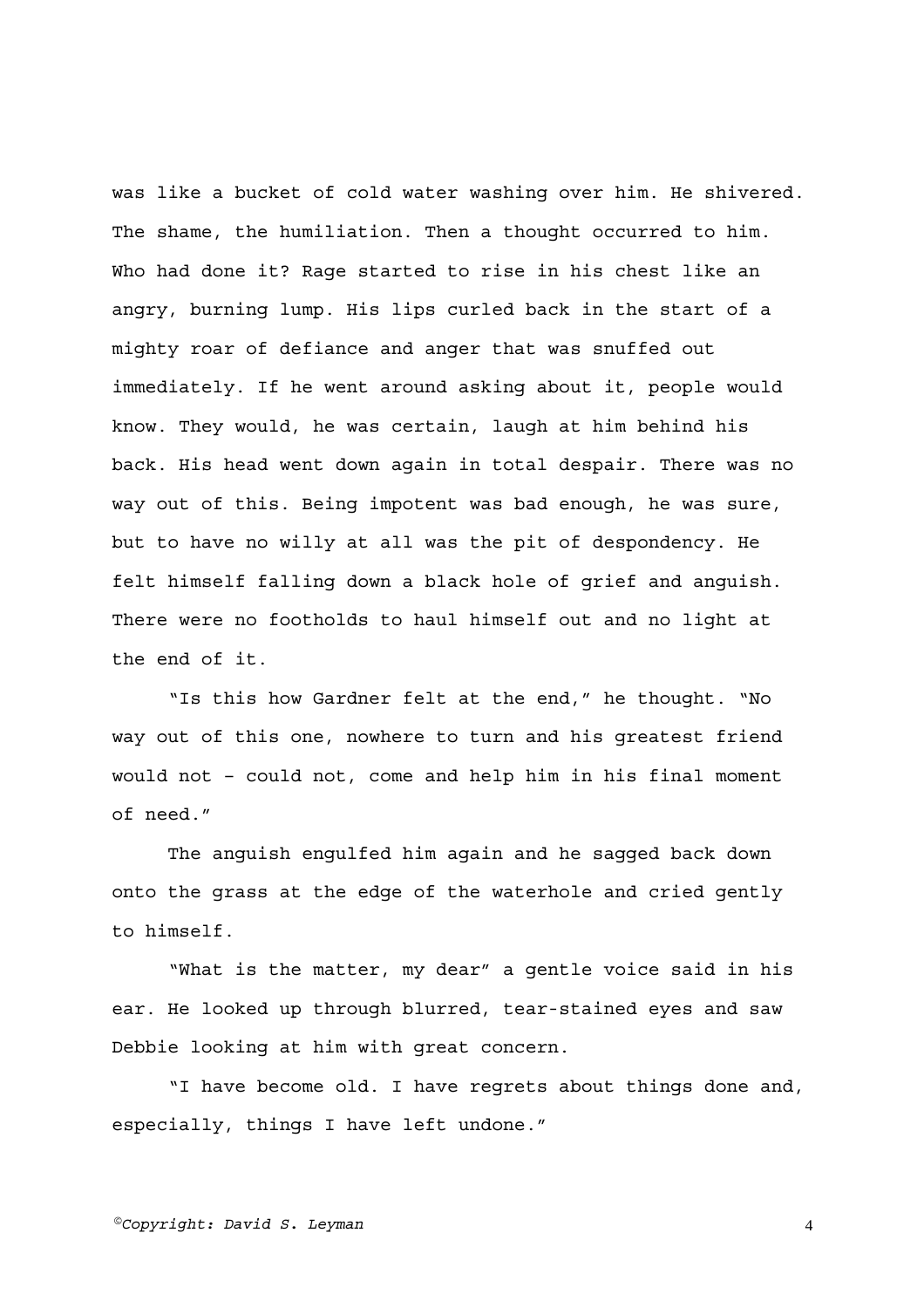was like a bucket of cold water washing over him. He shivered. The shame, the humiliation. Then a thought occurred to him. Who had done it? Rage started to rise in his chest like an angry, burning lump. His lips curled back in the start of a mighty roar of defiance and anger that was snuffed out immediately. If he went around asking about it, people would know. They would, he was certain, laugh at him behind his back. His head went down again in total despair. There was no way out of this. Being impotent was bad enough, he was sure, but to have no willy at all was the pit of despondency. He felt himself falling down a black hole of grief and anguish. There were no footholds to haul himself out and no light at the end of it.

"Is this how Gardner felt at the end," he thought. "No way out of this one, nowhere to turn and his greatest friend would not – could not, come and help him in his final moment of need."

The anguish engulfed him again and he sagged back down onto the grass at the edge of the waterhole and cried gently to himself.

"What is the matter, my dear" a gentle voice said in his ear. He looked up through blurred, tear-stained eyes and saw Debbie looking at him with great concern.

"I have become old. I have regrets about things done and, especially, things I have left undone."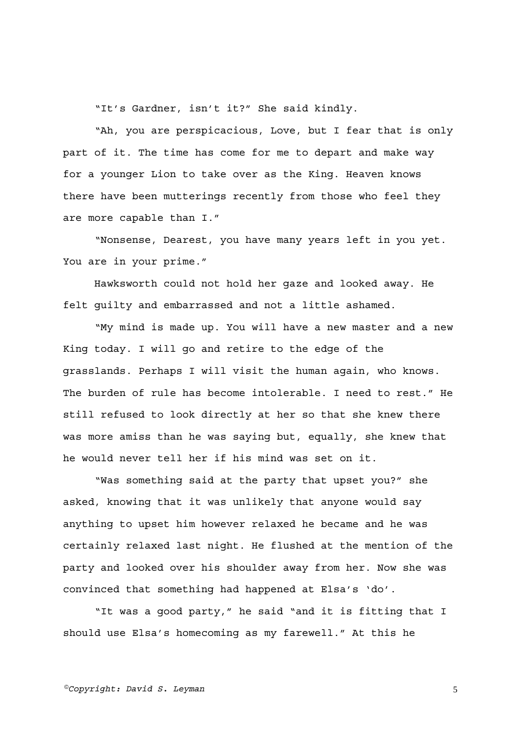"It's Gardner, isn't it?" She said kindly.

"Ah, you are perspicacious, Love, but I fear that is only part of it. The time has come for me to depart and make way for a younger Lion to take over as the King. Heaven knows there have been mutterings recently from those who feel they are more capable than I."

"Nonsense, Dearest, you have many years left in you yet. You are in your prime."

Hawksworth could not hold her gaze and looked away. He felt guilty and embarrassed and not a little ashamed.

"My mind is made up. You will have a new master and a new King today. I will go and retire to the edge of the grasslands. Perhaps I will visit the human again, who knows. The burden of rule has become intolerable. I need to rest." He still refused to look directly at her so that she knew there was more amiss than he was saying but, equally, she knew that he would never tell her if his mind was set on it.

"Was something said at the party that upset you?" she asked, knowing that it was unlikely that anyone would say anything to upset him however relaxed he became and he was certainly relaxed last night. He flushed at the mention of the party and looked over his shoulder away from her. Now she was convinced that something had happened at Elsa's 'do'.

"It was a good party," he said "and it is fitting that I should use Elsa's homecoming as my farewell." At this he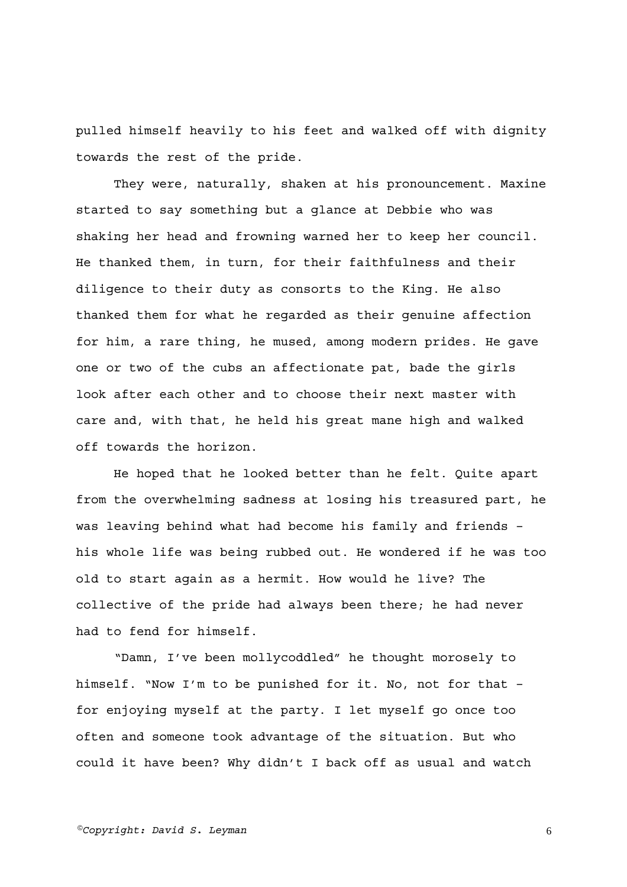pulled himself heavily to his feet and walked off with dignity towards the rest of the pride.

They were, naturally, shaken at his pronouncement. Maxine started to say something but a glance at Debbie who was shaking her head and frowning warned her to keep her council. He thanked them, in turn, for their faithfulness and their diligence to their duty as consorts to the King. He also thanked them for what he regarded as their genuine affection for him, a rare thing, he mused, among modern prides. He gave one or two of the cubs an affectionate pat, bade the girls look after each other and to choose their next master with care and, with that, he held his great mane high and walked off towards the horizon.

He hoped that he looked better than he felt. Quite apart from the overwhelming sadness at losing his treasured part, he was leaving behind what had become his family and friends – his whole life was being rubbed out. He wondered if he was too old to start again as a hermit. How would he live? The collective of the pride had always been there; he had never had to fend for himself.

"Damn, I've been mollycoddled" he thought morosely to himself. "Now I'm to be punished for it. No, not for that – for enjoying myself at the party. I let myself go once too often and someone took advantage of the situation. But who could it have been? Why didn't I back off as usual and watch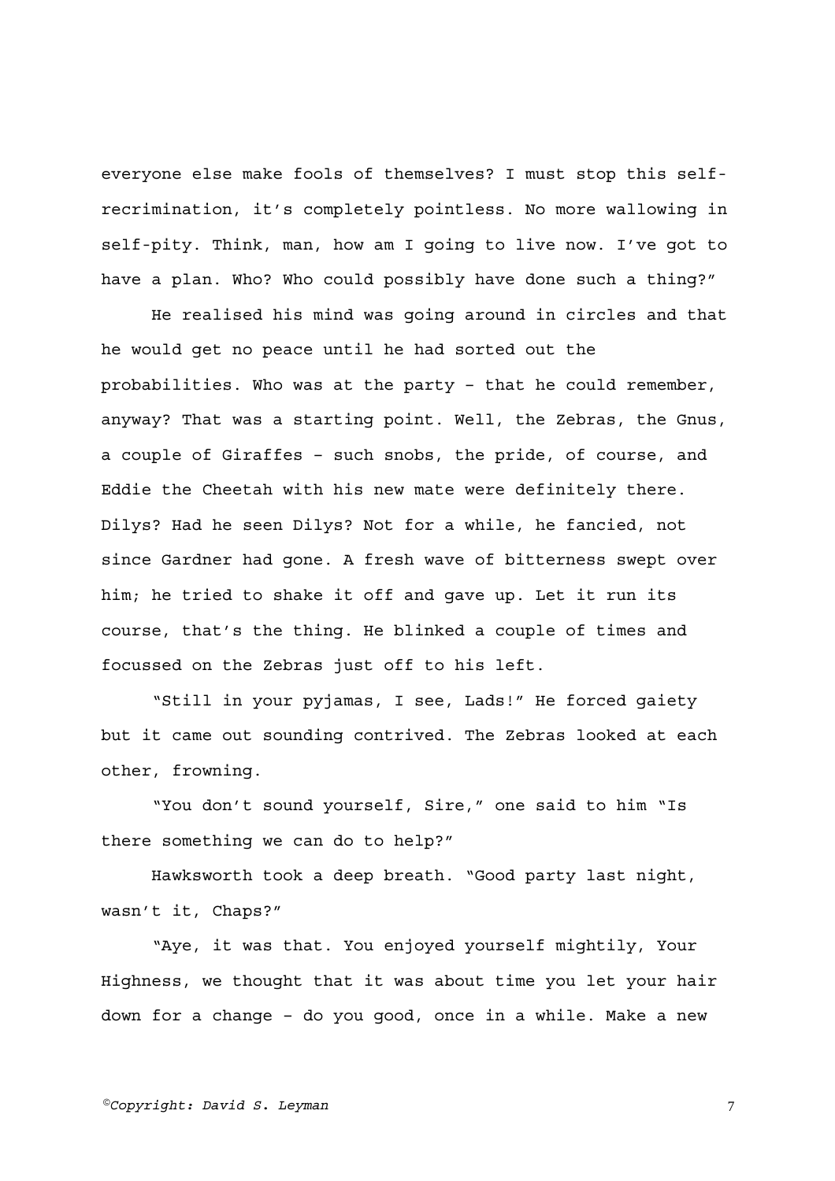everyone else make fools of themselves? I must stop this self-recrimination, it's completely pointless. No more wallowing in self-pity. Think, man, how am I going to live now. I've got to have a plan. Who? Who could possibly have done such a thing?"

He realised his mind was going around in circles and that he would get no peace until he had sorted out the probabilities. Who was at the party – that he could remember, anyway? That was a starting point. Well, the Zebras, the Gnus, a couple of Giraffes – such snobs, the pride, of course, and Eddie the Cheetah with his new mate were definitely there. Dilys? Had he seen Dilys? Not for a while, he fancied, not since Gardner had gone. A fresh wave of bitterness swept over him; he tried to shake it off and gave up. Let it run its course, that's the thing. He blinked a couple of times and focussed on the Zebras just off to his left.

"Still in your pyjamas, I see, Lads!" He forced gaiety but it came out sounding contrived. The Zebras looked at each other, frowning.

"You don't sound yourself, Sire," one said to him "Is there something we can do to help?"

Hawksworth took a deep breath. "Good party last night, wasn't it, Chaps?"

"Aye, it was that. You enjoyed yourself mightily, Your Highness, we thought that it was about time you let your hair down for a change – do you good, once in a while. Make a new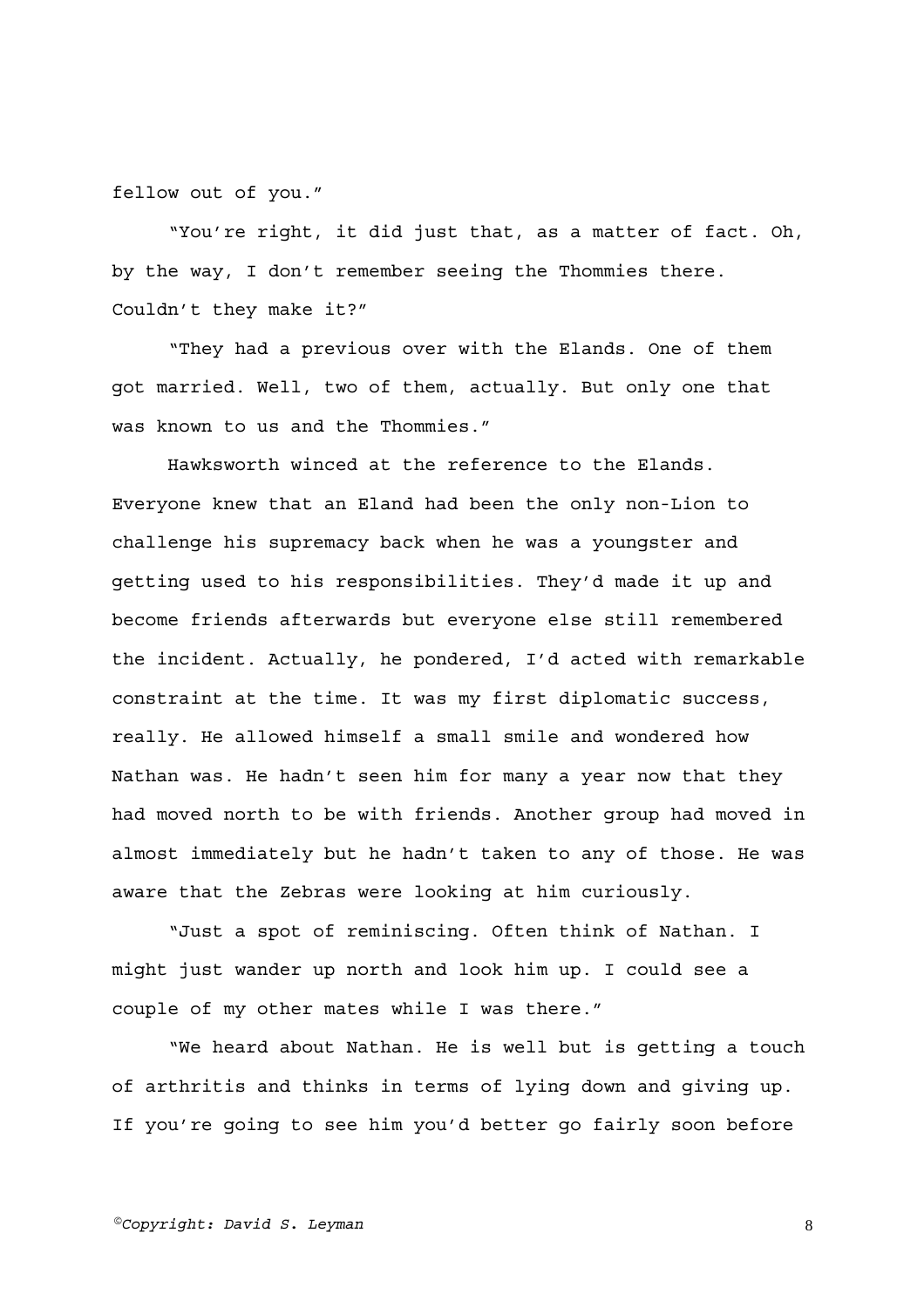fellow out of you."

"You're right, it did just that, as a matter of fact. Oh, by the way, I don't remember seeing the Thommies there. Couldn't they make it?"

"They had a previous over with the Elands. One of them got married. Well, two of them, actually. But only one that was known to us and the Thommies."

Hawksworth winced at the reference to the Elands. Everyone knew that an Eland had been the only non-Lion to challenge his supremacy back when he was a youngster and getting used to his responsibilities. They'd made it up and become friends afterwards but everyone else still remembered the incident. Actually, he pondered, I'd acted with remarkable constraint at the time. It was my first diplomatic success, really. He allowed himself a small smile and wondered how Nathan was. He hadn't seen him for many a year now that they had moved north to be with friends. Another group had moved in almost immediately but he hadn't taken to any of those. He was aware that the Zebras were looking at him curiously.

"Just a spot of reminiscing. Often think of Nathan. I might just wander up north and look him up. I could see a couple of my other mates while I was there."

"We heard about Nathan. He is well but is getting a touch of arthritis and thinks in terms of lying down and giving up. If you're going to see him you'd better go fairly soon before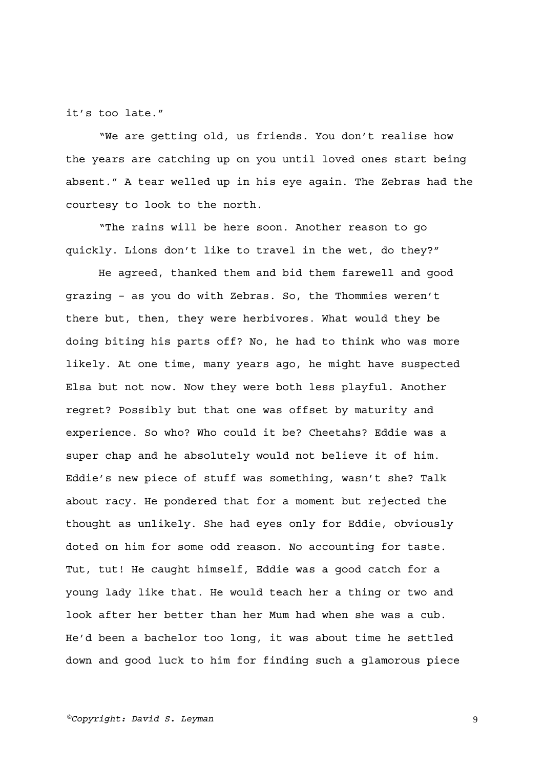it's too late."

"We are getting old, us friends. You don't realise how the years are catching up on you until loved ones start being absent." A tear welled up in his eye again. The Zebras had the courtesy to look to the north.

"The rains will be here soon. Another reason to go quickly. Lions don't like to travel in the wet, do they?"

He agreed, thanked them and bid them farewell and good grazing – as you do with Zebras. So, the Thommies weren't there but, then, they were herbivores. What would they be doing biting his parts off? No, he had to think who was more likely. At one time, many years ago, he might have suspected Elsa but not now. Now they were both less playful. Another regret? Possibly but that one was offset by maturity and experience. So who? Who could it be? Cheetahs? Eddie was a super chap and he absolutely would not believe it of him. Eddie's new piece of stuff was something, wasn't she? Talk about racy. He pondered that for a moment but rejected the thought as unlikely. She had eyes only for Eddie, obviously doted on him for some odd reason. No accounting for taste. Tut, tut! He caught himself, Eddie was a good catch for a young lady like that. He would teach her a thing or two and look after her better than her Mum had when she was a cub. He'd been a bachelor too long, it was about time he settled down and good luck to him for finding such a glamorous piece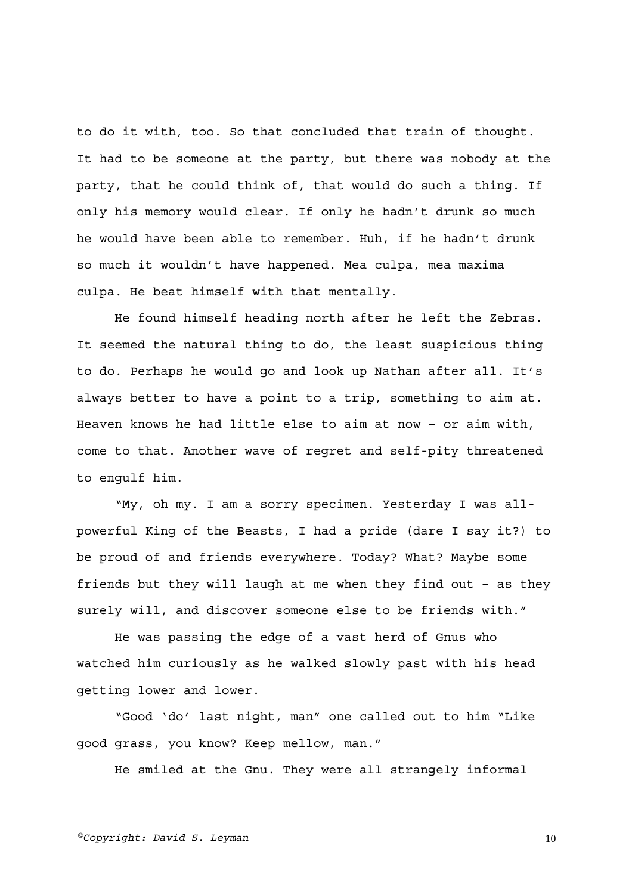to do it with, too. So that concluded that train of thought. It had to be someone at the party, but there was nobody at the party, that he could think of, that would do such a thing. If only his memory would clear. If only he hadn't drunk so much he would have been able to remember. Huh, if he hadn't drunk so much it wouldn't have happened. Mea culpa, mea maxima culpa. He beat himself with that mentally.

He found himself heading north after he left the Zebras. It seemed the natural thing to do, the least suspicious thing to do. Perhaps he would go and look up Nathan after all. It's always better to have a point to a trip, something to aim at. Heaven knows he had little else to aim at now – or aim with, come to that. Another wave of regret and self-pity threatened to engulf him.

"My, oh my. I am a sorry specimen. Yesterday I was all-powerful King of the Beasts, I had a pride (dare I say it?) to be proud of and friends everywhere. Today? What? Maybe some friends but they will laugh at me when they find out – as they surely will, and discover someone else to be friends with."

He was passing the edge of a vast herd of Gnus who watched him curiously as he walked slowly past with his head getting lower and lower.

"Good 'do' last night, man" one called out to him "Like good grass, you know? Keep mellow, man."

He smiled at the Gnu. They were all strangely informal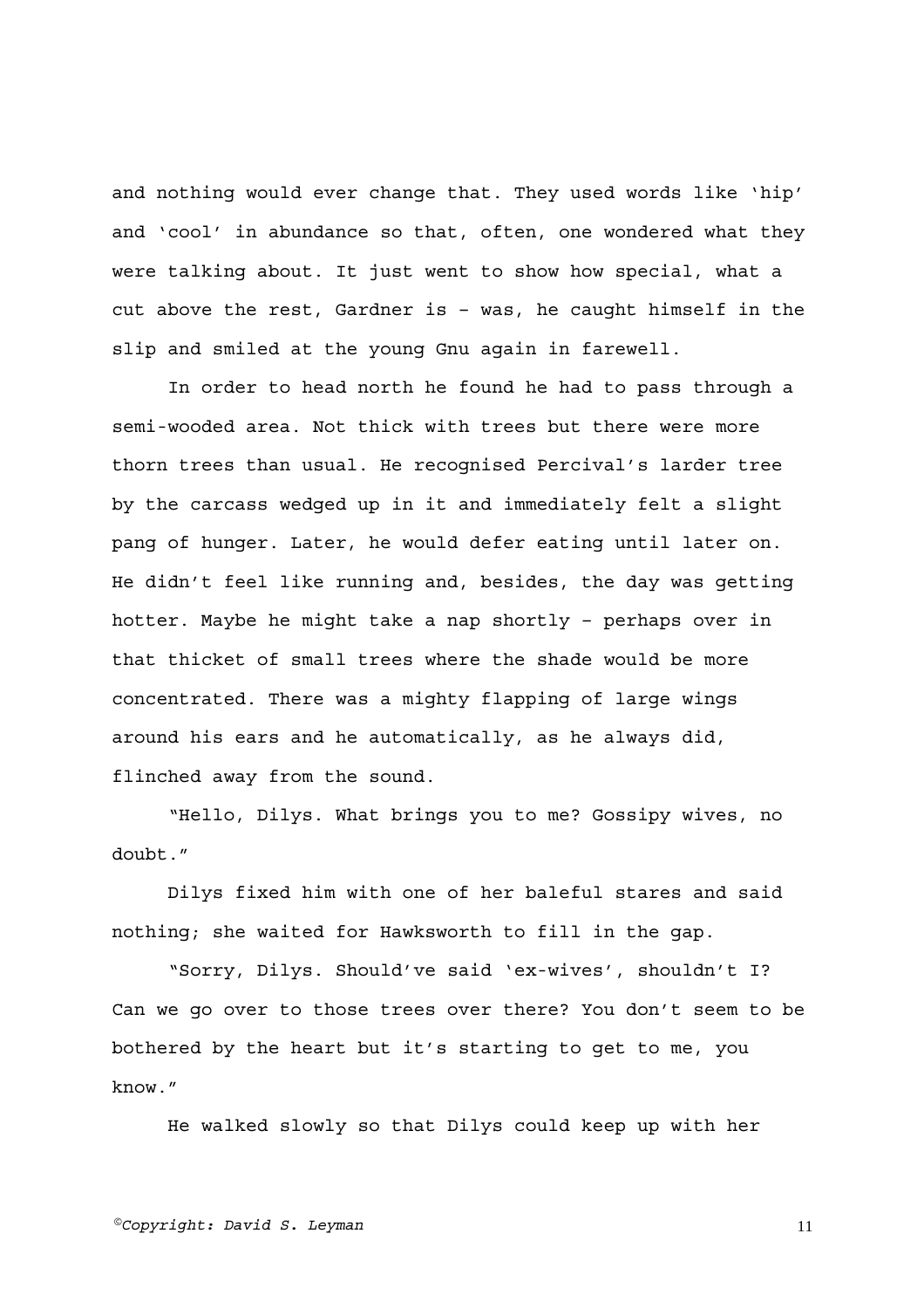and nothing would ever change that. They used words like 'hip' and 'cool' in abundance so that, often, one wondered what they were talking about. It just went to show how special, what a cut above the rest, Gardner is – was, he caught himself in the slip and smiled at the young Gnu again in farewell.

In order to head north he found he had to pass through a semi-wooded area. Not thick with trees but there were more thorn trees than usual. He recognised Percival's larder tree by the carcass wedged up in it and immediately felt a slight pang of hunger. Later, he would defer eating until later on. He didn't feel like running and, besides, the day was getting hotter. Maybe he might take a nap shortly – perhaps over in that thicket of small trees where the shade would be more concentrated. There was a mighty flapping of large wings around his ears and he automatically, as he always did, flinched away from the sound.

"Hello, Dilys. What brings you to me? Gossipy wives, no doubt."

Dilys fixed him with one of her baleful stares and said nothing; she waited for Hawksworth to fill in the gap.

"Sorry, Dilys. Should've said 'ex-wives', shouldn't I? Can we go over to those trees over there? You don't seem to be bothered by the heart but it's starting to get to me, you know."

He walked slowly so that Dilys could keep up with her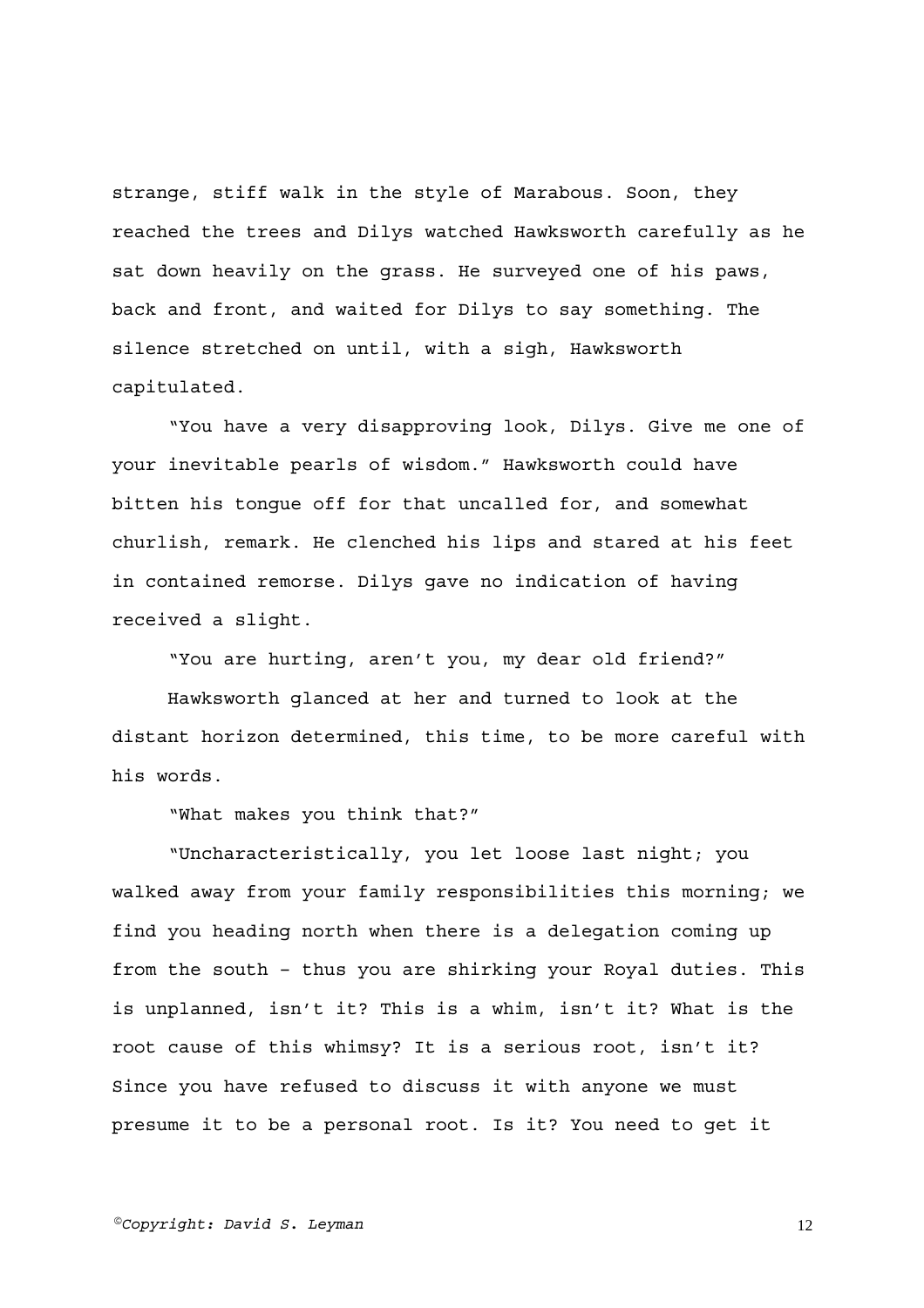strange, stiff walk in the style of Marabous. Soon, they reached the trees and Dilys watched Hawksworth carefully as he sat down heavily on the grass. He surveyed one of his paws, back and front, and waited for Dilys to say something. The silence stretched on until, with a sigh, Hawksworth capitulated.

"You have a very disapproving look, Dilys. Give me one of your inevitable pearls of wisdom." Hawksworth could have bitten his tongue off for that uncalled for, and somewhat churlish, remark. He clenched his lips and stared at his feet in contained remorse. Dilys gave no indication of having received a slight.

"You are hurting, aren't you, my dear old friend?"

Hawksworth glanced at her and turned to look at the distant horizon determined, this time, to be more careful with his words.

"What makes you think that?"

"Uncharacteristically, you let loose last night; you walked away from your family responsibilities this morning; we find you heading north when there is a delegation coming up from the south – thus you are shirking your Royal duties. This is unplanned, isn't it? This is a whim, isn't it? What is the root cause of this whimsy? It is a serious root, isn't it? Since you have refused to discuss it with anyone we must presume it to be a personal root. Is it? You need to get it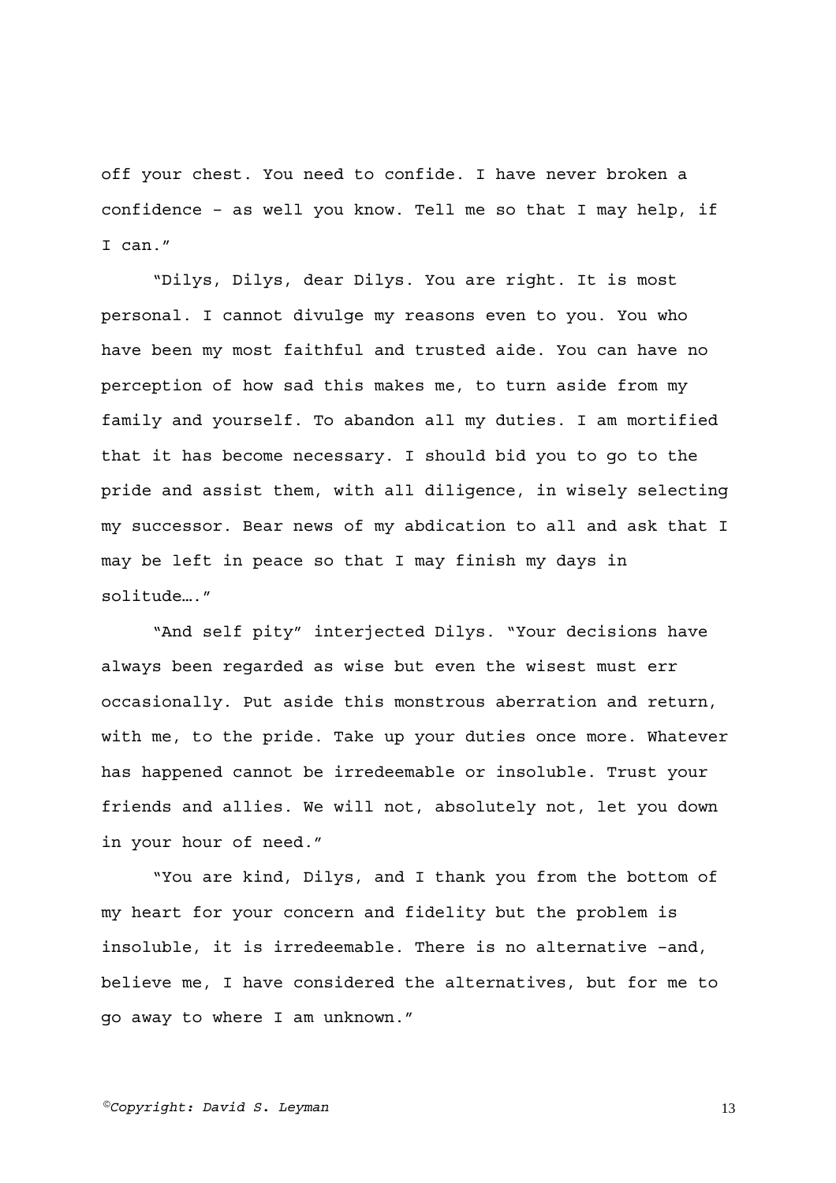off your chest. You need to confide. I have never broken a confidence – as well you know. Tell me so that I may help, if I can."

"Dilys, Dilys, dear Dilys. You are right. It is most personal. I cannot divulge my reasons even to you. You who have been my most faithful and trusted aide. You can have no perception of how sad this makes me, to turn aside from my family and yourself. To abandon all my duties. I am mortified that it has become necessary. I should bid you to go to the pride and assist them, with all diligence, in wisely selecting my successor. Bear news of my abdication to all and ask that I may be left in peace so that I may finish my days in solitude…."

"And self pity" interjected Dilys. "Your decisions have always been regarded as wise but even the wisest must err occasionally. Put aside this monstrous aberration and return, with me, to the pride. Take up your duties once more. Whatever has happened cannot be irredeemable or insoluble. Trust your friends and allies. We will not, absolutely not, let you down in your hour of need."

"You are kind, Dilys, and I thank you from the bottom of my heart for your concern and fidelity but the problem is insoluble, it is irredeemable. There is no alternative –and, believe me, I have considered the alternatives, but for me to go away to where I am unknown."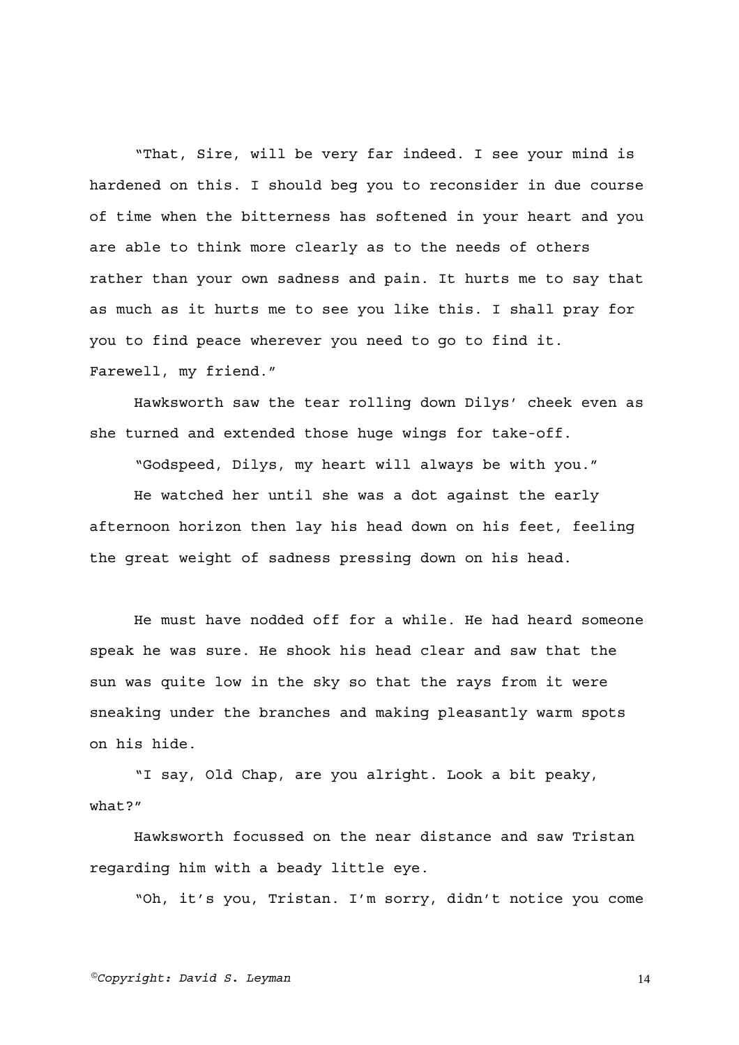"That, Sire, will be very far indeed. I see your mind is hardened on this. I should beg you to reconsider in due course of time when the bitterness has softened in your heart and you are able to think more clearly as to the needs of others rather than your own sadness and pain. It hurts me to say that as much as it hurts me to see you like this. I shall pray for you to find peace wherever you need to go to find it. Farewell, my friend."

Hawksworth saw the tear rolling down Dilys' cheek even as she turned and extended those huge wings for take-off.

"Godspeed, Dilys, my heart will always be with you."

He watched her until she was a dot against the early afternoon horizon then lay his head down on his feet, feeling the great weight of sadness pressing down on his head.

He must have nodded off for a while. He had heard someone speak he was sure. He shook his head clear and saw that the sun was quite low in the sky so that the rays from it were sneaking under the branches and making pleasantly warm spots on his hide.

"I say, Old Chap, are you alright. Look a bit peaky, what?"

Hawksworth focussed on the near distance and saw Tristan regarding him with a beady little eye.

"Oh, it's you, Tristan. I'm sorry, didn't notice you come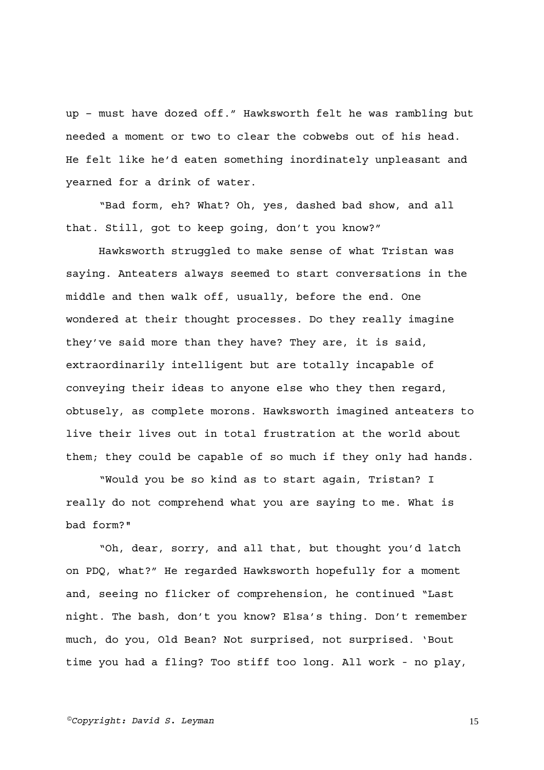up – must have dozed off.” Hawksworth felt he was rambling but needed a moment or two to clear the cobwebs out of his head. He felt like he’d eaten something inordinately unpleasant and yearned for a drink of water.

“Bad form, eh? What? Oh, yes, dashed bad show, and all that. Still, got to keep going, don’t you know?”

Hawksworth struggled to make sense of what Tristan was saying. Anteaters always seemed to start conversations in the middle and then walk off, usually, before the end. One wondered at their thought processes. Do they really imagine they’ve said more than they have? They are, it is said, extraordinarily intelligent but are totally incapable of conveying their ideas to anyone else who they then regard, obtusely, as complete morons. Hawksworth imagined anteaters to live their lives out in total frustration at the world about them; they could be capable of so much if they only had hands.

“Would you be so kind as to start again, Tristan? I really do not comprehend what you are saying to me. What is bad form?"

“Oh, dear, sorry, and all that, but thought you’d latch on PDQ, what?” He regarded Hawksworth hopefully for a moment and, seeing no flicker of comprehension, he continued “Last night. The bash, don’t you know? Elsa’s thing. Don’t remember much, do you, Old Bean? Not surprised, not surprised. ‘Bout time you had a fling? Too stiff too long. All work - no play,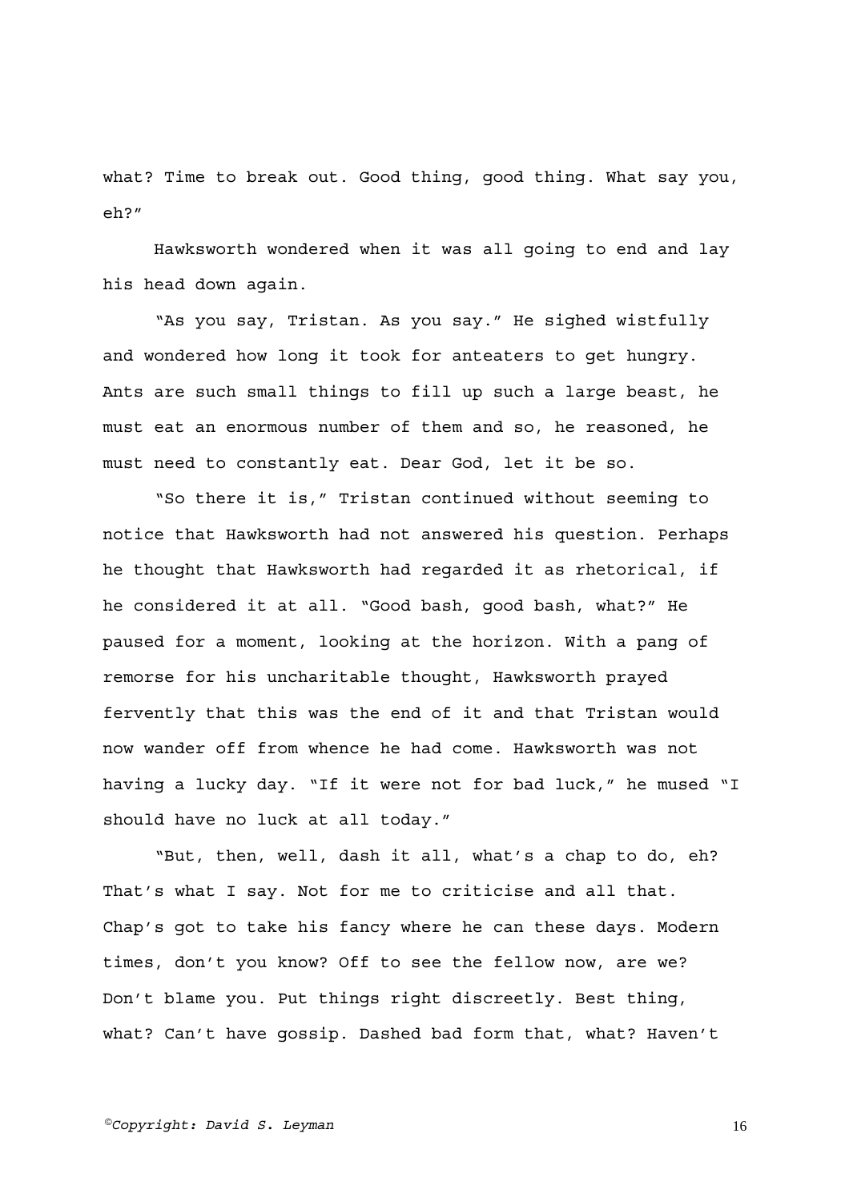what? Time to break out. Good thing, good thing. What say you, eh?"

Hawksworth wondered when it was all going to end and lay his head down again.

"As you say, Tristan. As you say." He sighed wistfully and wondered how long it took for anteaters to get hungry. Ants are such small things to fill up such a large beast, he must eat an enormous number of them and so, he reasoned, he must need to constantly eat. Dear God, let it be so.

"So there it is," Tristan continued without seeming to notice that Hawksworth had not answered his question. Perhaps he thought that Hawksworth had regarded it as rhetorical, if he considered it at all. "Good bash, good bash, what?" He paused for a moment, looking at the horizon. With a pang of remorse for his uncharitable thought, Hawksworth prayed fervently that this was the end of it and that Tristan would now wander off from whence he had come. Hawksworth was not having a lucky day. "If it were not for bad luck," he mused "I should have no luck at all today."

"But, then, well, dash it all, what's a chap to do, eh? That's what I say. Not for me to criticise and all that. Chap's got to take his fancy where he can these days. Modern times, don't you know? Off to see the fellow now, are we? Don't blame you. Put things right discreetly. Best thing, what? Can't have gossip. Dashed bad form that, what? Haven't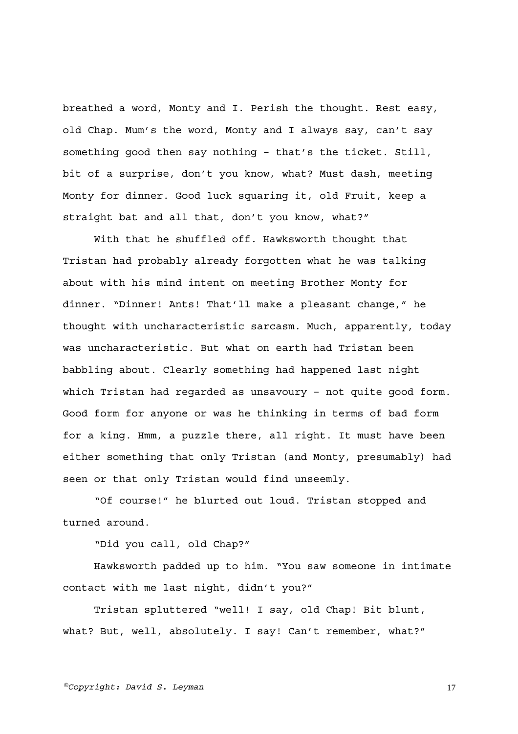breathed a word, Monty and I. Perish the thought. Rest easy, old Chap. Mum's the word, Monty and I always say, can't say something good then say nothing – that's the ticket. Still, bit of a surprise, don't you know, what? Must dash, meeting Monty for dinner. Good luck squaring it, old Fruit, keep a straight bat and all that, don't you know, what?"

With that he shuffled off. Hawksworth thought that Tristan had probably already forgotten what he was talking about with his mind intent on meeting Brother Monty for dinner. "Dinner! Ants! That'll make a pleasant change," he thought with uncharacteristic sarcasm. Much, apparently, today was uncharacteristic. But what on earth had Tristan been babbling about. Clearly something had happened last night which Tristan had regarded as unsavoury – not quite good form. Good form for anyone or was he thinking in terms of bad form for a king. Hmm, a puzzle there, all right. It must have been either something that only Tristan (and Monty, presumably) had seen or that only Tristan would find unseemly.

"Of course!" he blurted out loud. Tristan stopped and turned around.

"Did you call, old Chap?"

Hawksworth padded up to him. "You saw someone in intimate contact with me last night, didn't you?"

Tristan spluttered "well! I say, old Chap! Bit blunt, what? But, well, absolutely. I say! Can't remember, what?"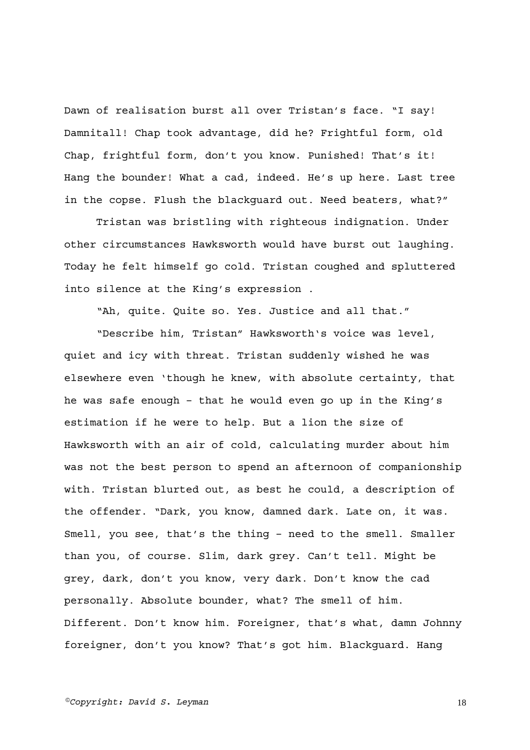Dawn of realisation burst all over Tristan's face. "I say! Damnitall! Chap took advantage, did he? Frightful form, old Chap, frightful form, don't you know. Punished! That's it! Hang the bounder! What a cad, indeed. He's up here. Last tree in the copse. Flush the blackguard out. Need beaters, what?"

Tristan was bristling with righteous indignation. Under other circumstances Hawksworth would have burst out laughing. Today he felt himself go cold. Tristan coughed and spluttered into silence at the King's expression .

"Ah, quite. Quite so. Yes. Justice and all that."

"Describe him, Tristan" Hawksworth's voice was level, quiet and icy with threat. Tristan suddenly wished he was elsewhere even 'though he knew, with absolute certainty, that he was safe enough – that he would even go up in the King's estimation if he were to help. But a lion the size of Hawksworth with an air of cold, calculating murder about him was not the best person to spend an afternoon of companionship with. Tristan blurted out, as best he could, a description of the offender. "Dark, you know, damned dark. Late on, it was. Smell, you see, that's the thing – need to the smell. Smaller than you, of course. Slim, dark grey. Can't tell. Might be grey, dark, don't you know, very dark. Don't know the cad personally. Absolute bounder, what? The smell of him. Different. Don't know him. Foreigner, that's what, damn Johnny foreigner, don't you know? That's got him. Blackguard. Hang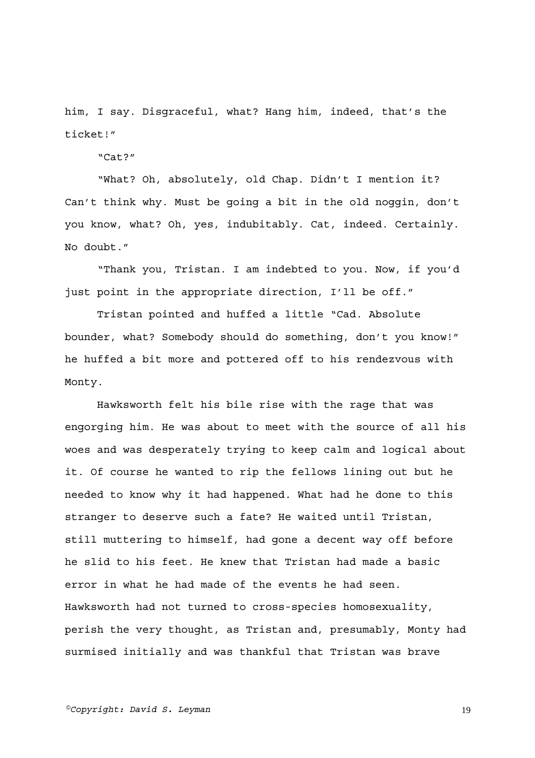him, I say. Disgraceful, what? Hang him, indeed, that's the ticket!"

"Cat?"

"What? Oh, absolutely, old Chap. Didn't I mention it? Can't think why. Must be going a bit in the old noggin, don't you know, what? Oh, yes, indubitably. Cat, indeed. Certainly. No doubt."

"Thank you, Tristan. I am indebted to you. Now, if you'd just point in the appropriate direction, I'll be off."

Tristan pointed and huffed a little "Cad. Absolute bounder, what? Somebody should do something, don't you know!" he huffed a bit more and pottered off to his rendezvous with Monty.

Hawksworth felt his bile rise with the rage that was engorging him. He was about to meet with the source of all his woes and was desperately trying to keep calm and logical about it. Of course he wanted to rip the fellows lining out but he needed to know why it had happened. What had he done to this stranger to deserve such a fate? He waited until Tristan, still muttering to himself, had gone a decent way off before he slid to his feet. He knew that Tristan had made a basic error in what he had made of the events he had seen. Hawksworth had not turned to cross-species homosexuality, perish the very thought, as Tristan and, presumably, Monty had surmised initially and was thankful that Tristan was brave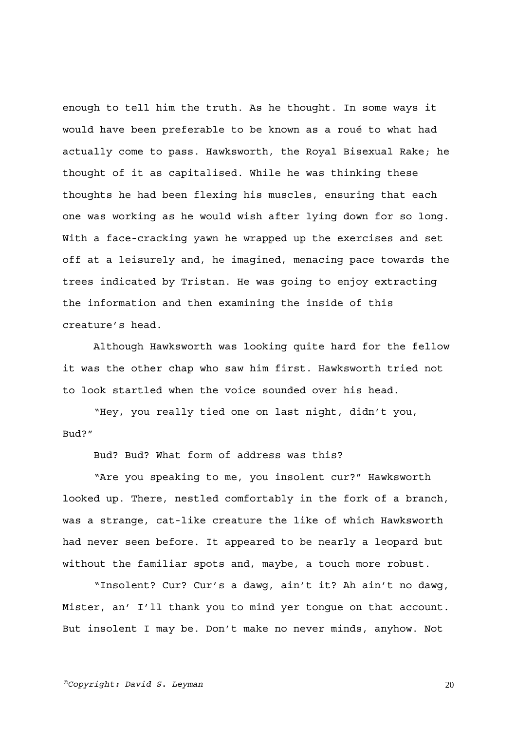enough to tell him the truth. As he thought. In some ways it would have been preferable to be known as a roué to what had actually come to pass. Hawksworth, the Royal Bisexual Rake; he thought of it as capitalised. While he was thinking these thoughts he had been flexing his muscles, ensuring that each one was working as he would wish after lying down for so long. With a face-cracking yawn he wrapped up the exercises and set off at a leisurely and, he imagined, menacing pace towards the trees indicated by Tristan. He was going to enjoy extracting the information and then examining the inside of this creature's head.

Although Hawksworth was looking quite hard for the fellow it was the other chap who saw him first. Hawksworth tried not to look startled when the voice sounded over his head.

"Hey, you really tied one on last night, didn't you, Bud?"

Bud? Bud? What form of address was this?

"Are you speaking to me, you insolent cur?" Hawksworth looked up. There, nestled comfortably in the fork of a branch, was a strange, cat-like creature the like of which Hawksworth had never seen before. It appeared to be nearly a leopard but without the familiar spots and, maybe, a touch more robust.

"Insolent? Cur? Cur's a dawg, ain't it? Ah ain't no dawg, Mister, an' I'll thank you to mind yer tongue on that account. But insolent I may be. Don't make no never minds, anyhow. Not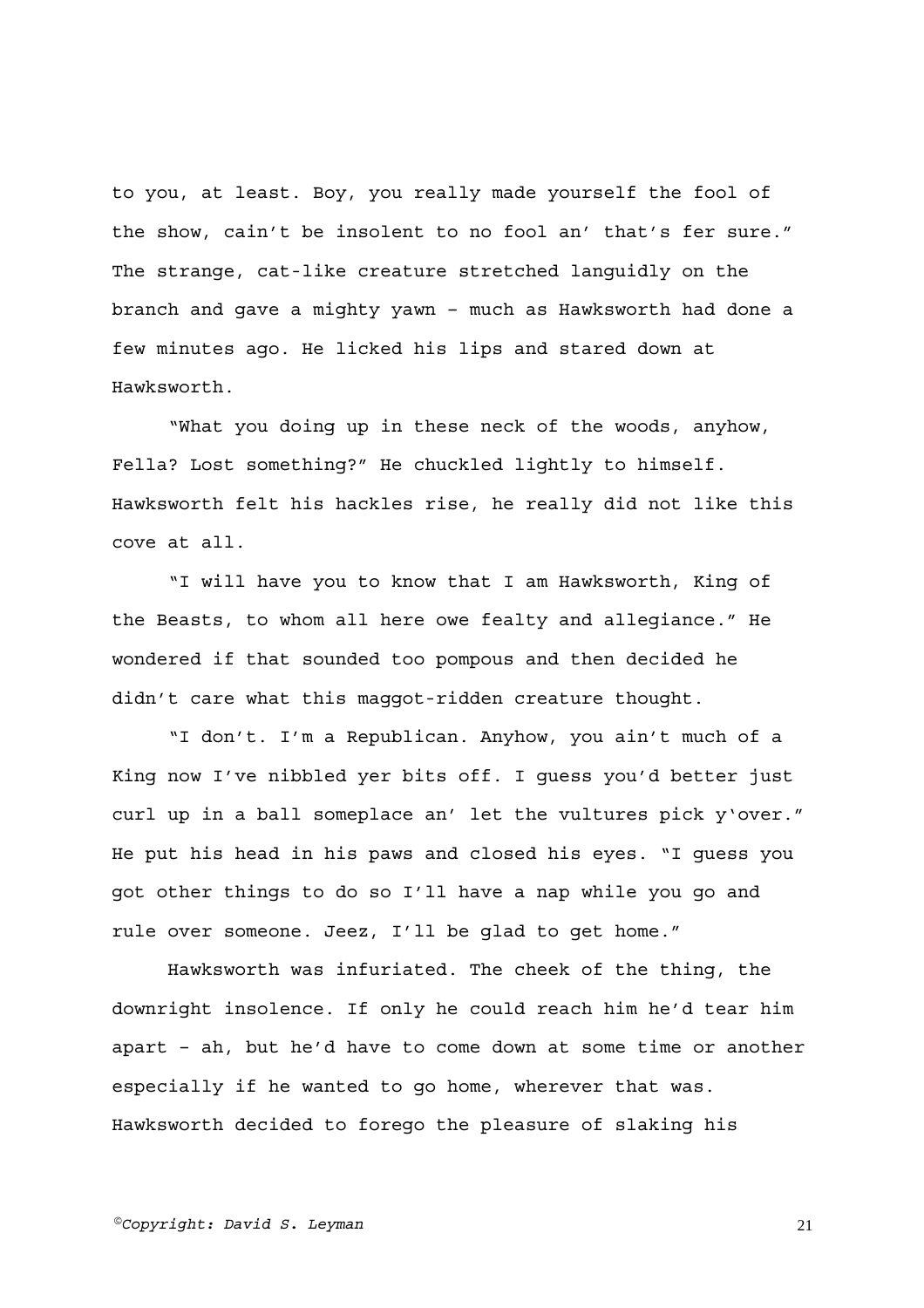to you, at least. Boy, you really made yourself the fool of the show, cain't be insolent to no fool an' that's fer sure." The strange, cat-like creature stretched languidly on the branch and gave a mighty yawn – much as Hawksworth had done a few minutes ago. He licked his lips and stared down at Hawksworth.

"What you doing up in these neck of the woods, anyhow, Fella? Lost something?" He chuckled lightly to himself. Hawksworth felt his hackles rise, he really did not like this cove at all.

"I will have you to know that I am Hawksworth, King of the Beasts, to whom all here owe fealty and allegiance." He wondered if that sounded too pompous and then decided he didn't care what this maggot-ridden creature thought.

"I don't. I'm a Republican. Anyhow, you ain't much of a King now I've nibbled yer bits off. I guess you'd better just curl up in a ball someplace an' let the vultures pick y'over." He put his head in his paws and closed his eyes. "I guess you got other things to do so I'll have a nap while you go and rule over someone. Jeez, I'll be glad to get home."

Hawksworth was infuriated. The cheek of the thing, the downright insolence. If only he could reach him he'd tear him apart – ah, but he'd have to come down at some time or another especially if he wanted to go home, wherever that was. Hawksworth decided to forego the pleasure of slaking his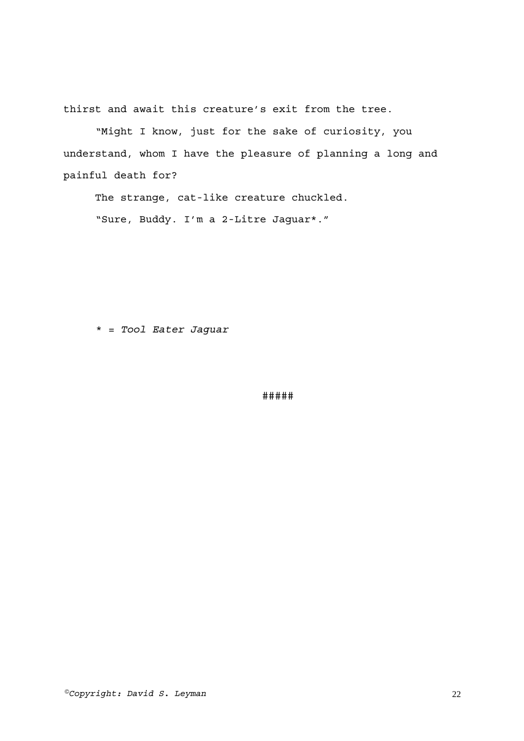thirst and await this creature's exit from the tree.

"Might I know, just for the sake of curiosity, you understand, whom I have the pleasure of planning a long and painful death for?

The strange, cat-like creature chuckled.

"Sure, Buddy. I'm a 2-Litre Jaguar*."

* = *Tool Eater Jaguar*

#####